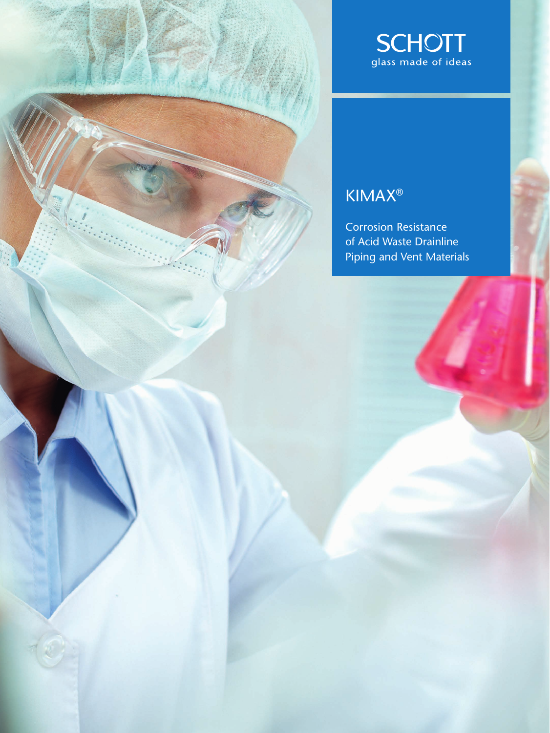SCHOTT
glass made of ideas

# KIMAX®

Corrosion Resistance of Acid Waste Drainline Piping and Vent Materials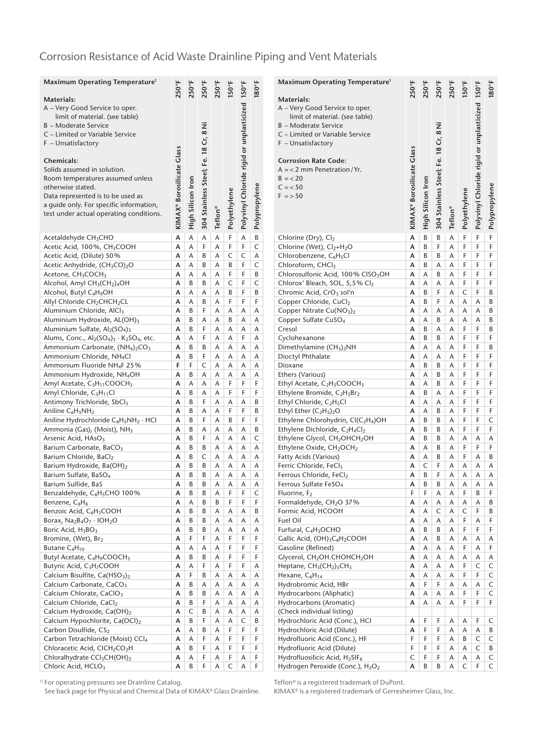# Corrosion Resistance of Acid Waste Drainline Piping and Vent Materials

| Maximum Operating Temperature[1] | 250°F | 250°F | 250°F | 250°F | 150°F | 150°F | 180°F |
|---|---|---|---|---|---|---|---|
| **Materials:** A – Very Good Service to oper. limit of material. (see table) B – Moderate Service C – Limited or Variable Service F – Unsatisfactory **Chemicals:** Solids assumed in solution. Room temperatures assumed unless otherwise stated. Data represented is to be used as a guide only. For specific information, test under actual operating conditions. | KIMAX® Borosilicate Glass | High Silicon Iron | 304 Stainless Steel; Fe. 18 Cr, 8 Ni | Teflon® | Polyethylene | Polyvinyl Chloride rigid or unplasticized | Polypropylene |
| Acetaldehyde $CH_3CHO$ | A | A | A | A | F | A | B |
| Acetic Acid, 100%, $CH_3COOH$ | A | A | F | A | F | F | C |
| Acetic Acid, (Dilute) 50% | A | A | B | A | C | C | A |
| Acetic Anhydride, $(CH_3CO)_2O$ | A | A | B | A | B | F | C |
| Acetone, $CH_3COCH_3$ | A | A | A | A | F | F | B |
| Alcohol, Amyl $CH_3(CH_2)_4OH$ | A | B | B | A | C | F | C |
| Alcohol, Butyl $C_4H_9OH$ | A | A | A | A | B | F | B |
| Allyl Chloride $CH_2CHCH_2CL$ | A | A | B | A | F | F | F |
| Aluminium Chloride, $AlCl_3$ | A | B | F | A | A | A | A |
| Aluminium Hydroxide, $AL(OH)_3$ | A | B | A | A | B | A | A |
| Aluminium Sulfate, $Al_2(SO_4)_3$ | A | B | F | A | A | A | A |
| Alums, Conc., $Al_2(SO_4)_3 \cdot K_2SO_4$, etc. | A | A | F | A | A | F | A |
| Ammonium Carbonate, $(NH_4)_2CO_3$ | A | B | B | A | A | A | A |
| Ammonium Chloride, $NH_4Cl$ | A | B | F | A | A | A | A |
| Ammonium Fluoride $NH_4F$ 25% | F | F | C | A | A | A | A |
| Ammonium Hydroxide, $NH_4OH$ | A | B | A | A | A | A | A |
| Amyl Acetate, $C_5H_{11}COOCH_3$ | A | A | A | A | F | F | F |
| Amyl Chloride, $C_5H_{11}Cl$ | A | B | A | A | F | F | F |
| Antimony Trichloride, $SbCl_3$ | A | B | F | A | A | A | B |
| Aniline $C_6H_5NH_2$ | A | B | A | A | F | F | B |
| Aniline Hydrochloride $C_6H_5NH_2 \cdot HCl$ | A | B | F | A | B | F | F |
| Ammonia (Gas), (Moist), $NH_3$ | A | B | A | A | A | A | B |
| Arsenic Acid, $HAsO_3$ | A | B | F | A | A | A | C |
| Barium Carbonate, $BaCO_3$ | A | B | B | A | A | A | A |
| Barium Chloride, $BaCl_2$ | A | B | C | A | A | A | A |
| Barium Hydroxide, $Ba(OH)_2$ | A | B | B | A | A | A | A |
| Barium Sulfate, $BaSO_4$ | A | B | B | A | A | A | A |
| Barium Sulfide, BaS | A | B | B | A | A | A | A |
| Benzaldehyde, $C_6H_5CHO$ 100% | A | B | B | A | F | F | C |
| Benzene, $C_6H_6$ | A | A | B | B | F | F | F |
| Benzoic Acid, $C_6H_5COOH$ | A | B | B | A | A | A | B |
| Borax, $Na_2B_4O_7 \cdot IOH_2O$ | A | B | B | A | A | A | A |
| Boric Acid, $H_3BO_3$ | A | B | B | A | A | A | A |
| Bromine, (Wet), $Br_2$ | A | F | F | A | F | F | F |
| Butane $C_4H_{10}$ | A | A | A | A | F | F | F |
| Butyl Acetate, $C_4H_9COOCH_3$ | A | B | B | A | F | F | F |
| Butyric Acid, $C_3H_7COOH$ | A | A | F | A | F | F | A |
| Calcium Bisulfite, $Ca(HSO_3)_2$ | A | F | B | A | A | A | A |
| Calcium Carbonate, $CaCO_3$ | A | B | A | A | A | A | A |
| Calcium Chlorate, $CaClO_3$ | A | B | B | A | A | A | A |
| Calcium Chloride, $CaCl_2$ | A | B | F | A | A | A | A |
| Calcium Hydroxide, $Ca(OH)_2$ | A | C | B | A | A | A | A |
| Calcium Hypochlorite, $Ca(OCl)_2$ | A | B | F | A | A | C | B |
| Carbon Disulfide, $CS_2$ | A | A | B | A | F | F | F |
| Carbon Tetrachloride (Moist) $CCl_4$ | A | A | F | A | F | F | F |
| Chloracetic Acid, $ClCH_2CO_2H$ | A | B | F | A | F | F | F |
| Chloralhydrate $CCl_3CH(OH)_2$ | A | A | F | A | F | A | F |
| Chloric Acid, $HClO_3$ | A | B | F | A | C | A | F |

| Maximum Operating Temperature[1] | 250°F | 250°F | 250°F | 250°F | 150°F | 150°F | 180°F |
|---|---|---|---|---|---|---|---|
| **Materials:** A – Very Good Service to oper. limit of material. (see table) B – Moderate Service C – Limited or Variable Service F – Unsatisfactory **Corrosion Rate Code:** A = < 2 mm Penetration / Yr. B = < 20 C = < 50 F = > 50 | KIMAX® Borosilicate Glass | High Silicon Iron | 304 Stainless Steel; Fe. 18 Cr, 8 Ni | Teflon® | Polyethylene | Polyvinyl Chloride rigid or unplasticized | Polypropylene |
| Chlorine (Dry), $Cl_2$ | A | B | B | A | F | F | F |
| Chlorine (Wet), $Cl_2$+$H_2O$ | A | B | F | A | F | F | F |
| Chlorobenzene, $C_6H_5Cl$ | A | B | B | A | F | F | F |
| Chloroform, $CHCl_3$ | A | B | A | A | F | F | F |
| Chlorosulfonic Acid, 100% $ClSO_3OH$ | A | A | B | A | F | F | F |
| Chlorox' Bleach, SOL, 5,5% $Cl_2$ | A | A | A | A | F | F | F |
| Chromic Acid, $CrO_3$ sol'n | A | B | F | A | C | F | B |
| Copper Chloride, $CuCl_2$ | A | B | F | A | A | A | B |
| Copper Nitrate $Cu(NO_3)_2$ | A | A | A | A | A | A | B |
| Copper Sulfate $CuSO_4$ | A | A | B | A | A | A | B |
| Cresol | A | B | A | A | F | F | B |
| Cyclohexanone | A | B | B | A | F | F | F |
| Dimethylamine $(CH_3)_2NH$ | A | A | A | A | F | F | B |
| Dioctyl Phthalate | A | A | A | A | F | F | F |
| Dioxane | A | B | B | A | F | F | F |
| Ethers (Various) | A | A | B | A | F | F | F |
| Ethyl Acetate, $C_2H_5COOCH_3$ | A | A | B | A | F | F | F |
| Ethylene Bromide, $C_2H_5Br_2$ | A | B | A | A | F | F | F |
| Ethyl Chloride, $C_2H_5Cl$ | A | A | A | A | F | F | F |
| Ethyl Ether $(C_2H_5)_2O$ | A | A | B | A | F | F | F |
| Ethylene Chlorohydrin, $Cl(C_2H_4)OH$ | A | B | B | A | F | F | C |
| Ethylene Dichloride, $C_2H_4Cl_2$ | A | B | B | A | F | F | F |
| Ethylene Glycol, $CH_2OHCH_2OH$ | A | B | B | A | A | A | A |
| Ethylene Oxide, $CH_2OCH_2$ | A | A | B | A | F | F | F |
| Fatty Acids (Various) | A | A | B | A | F | A | B |
| Ferric Chloride, $FeCl_3$ | A | C | F | A | A | A | A |
| Ferrous Chloride, $FeCl_2$ | A | B | F | A | A | A | A |
| Ferrous Sulfate $FeSO_4$ | A | B | B | A | A | A | A |
| Fluorine, $F_2$ | F | F | A | A | F | B | F |
| Formaldehyde, $CH_2O$ 37% | A | A | A | A | A | A | B |
| Formic Acid, HCOOH | A | A | C | A | C | F | B |
| Fuel Oil | A | A | A | A | F | A | F |
| Furfural, $C_4H_3OCHO$ | A | B | B | A | F | F | F |
| Gallic Acid, $(OH)_3C_6H_2COOH$ | A | A | B | A | A | A | A |
| Gasoline (Refined) | A | A | A | A | F | A | F |
| Glycerol, $CH_2OH.CHOHCH_2OH$ | A | A | A | A | A | A | A |
| Heptane, $CH_3(CH_2)_5CH_3$ | A | A | A | A | F | C | C |
| Hexane, $C_6H_{14}$ | A | A | A | A | F | F | C |
| Hydrobromic Acid, HBr | A | F | F | A | A | A | C |
| Hydrocarbons (Aliphatic) | A | A | A | A | F | F | C |
| Hydrocarbons (Aromatic) | A | A | A | A | F | F | F |
| (Check individual listing) | | | | | | | |
| Hydrochloric Acid (Conc.), HCl | A | F | F | A | A | F | C |
| Hydrochloric Acid (Dilute) | A | F | F | A | A | A | B |
| Hydrofluoric Acid (Conc.), HF | F | F | F | A | B | C | C |
| Hydrofluoric Acid (Dilute) | F | F | F | A | A | C | B |
| Hydrofluosilicic Acid, $H_2SIF_6$ | C | F | F | A | A | A | C |
| Hydrogen Peroxide (Conc.), $H_2O_2$ | A | B | B | A | C | F | C |

[1] For operating pressures see Drainline Catalog.
See back page for Physical and Chemical Data of KIMAX® Glass Drainline.

Teflon® is a registered trademark of DuPont.
KIMAX® is a registered trademark of Gerresheimer Glass, Inc.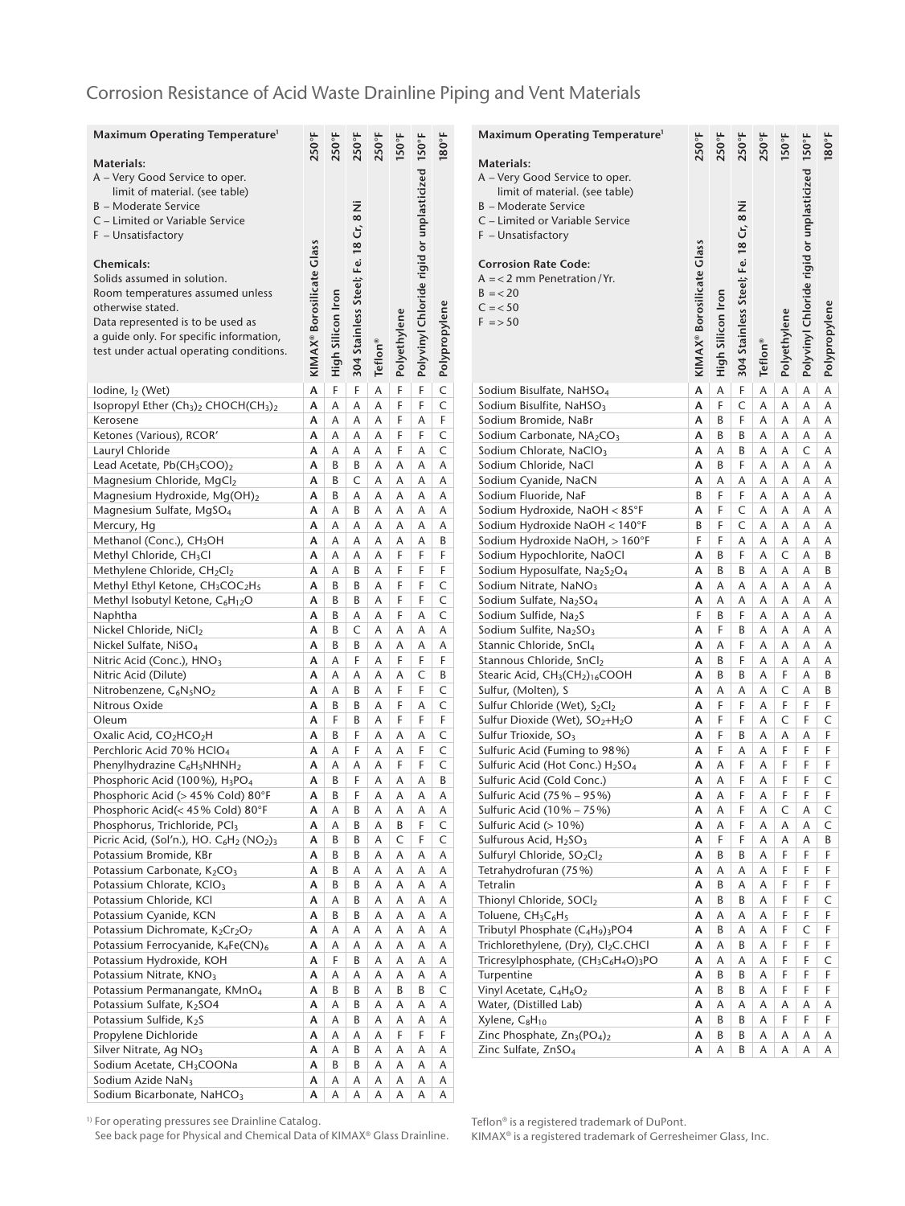# Corrosion Resistance of Acid Waste Drainline Piping and Vent Materials

**Maximum Operating Temperature**[1]

**Materials:**
A – Very Good Service to oper. limit of material. (see table)
B – Moderate Service
C – Limited or Variable Service
F – Unsatisfactory

**Chemicals:**
Solids assumed in solution.
Room temperatures assumed unless otherwise stated.
Data represented is to be used as a guide only. For specific information, test under actual operating conditions.

**Corrosion Rate Code:**
A = < 2 mm Penetration / Yr.
B = < 20
C = < 50
F = > 50

| Chemical | KIMAX® Borosilicate Glass | High Silicon Iron | 304 Stainless Steel; Fe. 18 Cr, 8 Ni | Teflon® | Polyethylene | Polyvinyl Chloride rigid or unplasticized | Polypropylene |
|---|---|---|---|---|---|---|---|
| Maximum Operating Temperature | 250°F | 250°F | 250°F | 250°F | 150°F | 150°F | 180°F |
| Iodine, $I_2$ (Wet) | A | F | F | A | F | F | C |
| Isopropyl Ether $(Ch_3)_2$ $CHOCH(CH_3)_2$ | A | A | A | A | F | F | C |
| Kerosene | A | A | A | A | F | A | F |
| Ketones (Various), RCOR' | A | A | A | A | F | F | C |
| Lauryl Chloride | A | A | A | A | F | A | C |
| Lead Acetate, $Pb(CH_3COO)_2$ | A | B | B | A | A | A | A |
| Magnesium Chloride, $MgCl_2$ | A | B | C | A | A | A | A |
| Magnesium Hydroxide, $Mg(OH)_2$ | A | B | A | A | A | A | A |
| Magnesium Sulfate, $MgSO_4$ | A | A | B | A | A | A | A |
| Mercury, Hg | A | A | A | A | A | A | A |
| Methanol (Conc.), $CH_3OH$ | A | A | A | A | A | A | B |
| Methyl Chloride, $CH_3Cl$ | A | A | A | A | F | F | F |
| Methylene Chloride, $CH_2Cl_2$ | A | A | B | A | F | F | F |
| Methyl Ethyl Ketone, $CH_3COC_2H_5$ | A | B | B | A | F | F | C |
| Methyl Isobutyl Ketone, $C_6H_{12}O$ | A | B | B | A | F | F | C |
| Naphtha | A | B | A | A | F | A | C |
| Nickel Chloride, $NiCl_2$ | A | B | C | A | A | A | A |
| Nickel Sulfate, $NiSO_4$ | A | B | B | A | A | A | A |
| Nitric Acid (Conc.), $HNO_3$ | A | A | F | A | F | F | F |
| Nitric Acid (Dilute) | A | A | A | A | A | C | B |
| Nitrobenzene, $C_6N_5NO_2$ | A | A | B | A | F | F | C |
| Nitrous Oxide | A | B | B | A | F | A | C |
| Oleum | A | F | B | A | F | F | F |
| Oxalic Acid, $CO_2HCO_2H$ | A | B | F | A | A | A | C |
| Perchloric Acid 70% $HClO_4$ | A | A | F | A | A | F | C |
| Phenylhydrazine $C_6H_5NHNH_2$ | A | A | A | A | F | F | C |
| Phosphoric Acid (100%), $H_3PO_4$ | A | B | F | A | A | A | B |
| Phosphoric Acid (> 45% Cold) 80°F | A | B | F | A | A | A | A |
| Phosphoric Acid(< 45% Cold) 80°F | A | A | B | A | A | A | A |
| Phosphorus, Trichloride, $PCl_3$ | A | A | B | A | B | F | C |
| Picric Acid, (Sol'n.), HO. $C_6H_2$ $(NO_2)_3$ | A | B | B | A | C | F | C |
| Potassium Bromide, KBr | A | B | B | A | A | A | A |
| Potassium Carbonate, $K_2CO_3$ | A | B | A | A | A | A | A |
| Potassium Chlorate, $KClO_3$ | A | B | B | A | A | A | A |
| Potassium Chloride, KCl | A | A | B | A | A | A | A |
| Potassium Cyanide, KCN | A | B | B | A | A | A | A |
| Potassium Dichromate, $K_2Cr_2O_7$ | A | A | A | A | A | A | A |
| Potassium Ferrocyanide, $K_4Fe(CN)_6$ | A | A | A | A | A | A | A |
| Potassium Hydroxide, KOH | A | F | B | A | A | A | A |
| Potassium Nitrate, $KNO_3$ | A | A | A | A | A | A | A |
| Potassium Permanangate, $KMnO_4$ | A | B | B | A | B | B | C |
| Potassium Sulfate, $K_2SO4$ | A | A | B | A | A | A | A |
| Potassium Sulfide, $K_2S$ | A | A | B | A | A | A | A |
| Propylene Dichloride | A | A | A | A | F | F | F |
| Silver Nitrate, Ag $NO_3$ | A | A | B | A | A | A | A |
| Sodium Acetate, $CH_3COONa$ | A | B | B | A | A | A | A |
| Sodium Azide $NaN_3$ | A | A | A | A | A | A | A |
| Sodium Bicarbonate, $NaHCO_3$ | A | A | A | A | A | A | A |
| Sodium Bisulfate, $NaHSO_4$ | A | A | F | A | A | A | A |
| Sodium Bisulfite, $NaHSO_3$ | A | F | C | A | A | A | A |
| Sodium Bromide, NaBr | A | B | F | A | A | A | A |
| Sodium Carbonate, $NA_2CO_3$ | A | B | B | A | A | A | A |
| Sodium Chlorate, $NaClO_3$ | A | A | B | A | A | C | A |
| Sodium Chloride, NaCl | A | B | F | A | A | A | A |
| Sodium Cyanide, NaCN | A | A | A | A | A | A | A |
| Sodium Fluoride, NaF | B | F | F | A | A | A | A |
| Sodium Hydroxide, NaOH < 85°F | A | F | C | A | A | A | A |
| Sodium Hydroxide NaOH < 140°F | B | F | C | A | A | A | A |
| Sodium Hydroxide NaOH, > 160°F | F | F | A | A | A | A | A |
| Sodium Hypochlorite, NaOCl | A | B | F | A | C | A | B |
| Sodium Hyposulfate, $Na_2S_2O_4$ | A | B | B | A | A | A | B |
| Sodium Nitrate, $NaNO_3$ | A | A | A | A | A | A | A |
| Sodium Sulfate, $Na_2SO_4$ | A | A | A | A | A | A | A |
| Sodium Sulfide, $Na_2S$ | F | B | F | A | A | A | A |
| Sodium Sulfite, $Na_2SO_3$ | A | F | B | A | A | A | A |
| Stannic Chloride, $SnCl_4$ | A | A | F | A | A | A | A |
| Stannous Chloride, $SnCl_2$ | A | B | F | A | A | A | A |
| Stearic Acid, $CH_3(CH_2)_{16}COOH$ | A | B | B | A | F | A | B |
| Sulfur, (Molten), S | A | A | A | A | C | A | B |
| Sulfur Chloride (Wet), $S_2Cl_2$ | A | F | F | A | F | F | F |
| Sulfur Dioxide (Wet), $SO_2$+$H_2O$ | A | F | F | A | C | F | C |
| Sulfur Trioxide, $SO_3$ | A | F | B | A | A | A | F |
| Sulfuric Acid (Fuming to 98%) | A | F | A | A | F | F | F |
| Sulfuric Acid (Hot Conc.) $H_2SO_4$ | A | A | F | A | F | F | F |
| Sulfuric Acid (Cold Conc.) | A | A | F | A | F | F | C |
| Sulfuric Acid (75% – 95%) | A | A | F | A | F | F | F |
| Sulfuric Acid (10% – 75%) | A | A | F | A | C | A | C |
| Sulfuric Acid (> 10%) | A | A | F | A | A | A | C |
| Sulfurous Acid, $H_2SO_3$ | A | F | F | A | A | A | B |
| Sulfuryl Chloride, $SO_2Cl_2$ | A | B | B | A | F | F | F |
| Tetrahydrofuran (75%) | A | A | A | A | F | F | F |
| Tetralin | A | B | A | A | F | F | F |
| Thionyl Chloride, $SOCl_2$ | A | B | B | A | F | F | C |
| Toluene, $CH_3C_6H_5$ | A | A | A | A | F | F | F |
| Tributyl Phosphate $(C_4H_9)_3PO4$ | A | B | A | A | F | C | F |
| Trichlorethylene, (Dry), $Cl_2C.CHCl$ | A | A | B | A | F | F | F |
| Tricresylphosphate, $(CH_3C_6H_4O)_3PO$ | A | A | A | A | F | F | C |
| Turpentine | A | B | B | A | F | F | F |
| Vinyl Acetate, $C_4H_6O_2$ | A | B | B | A | F | F | F |
| Water, (Distilled Lab) | A | A | A | A | A | A | A |
| Xylene, $C_8H_{10}$ | A | B | B | A | F | F | F |
| Zinc Phosphate, $Zn_3(PO_4)_2$ | A | B | B | A | A | A | A |
| Zinc Sulfate, $ZnSO_4$ | A | A | B | A | A | A | A |

[1] For operating pressures see Drainline Catalog.
See back page for Physical and Chemical Data of KIMAX® Glass Drainline.

Teflon® is a registered trademark of DuPont.
KIMAX® is a registered trademark of Gerresheimer Glass, Inc.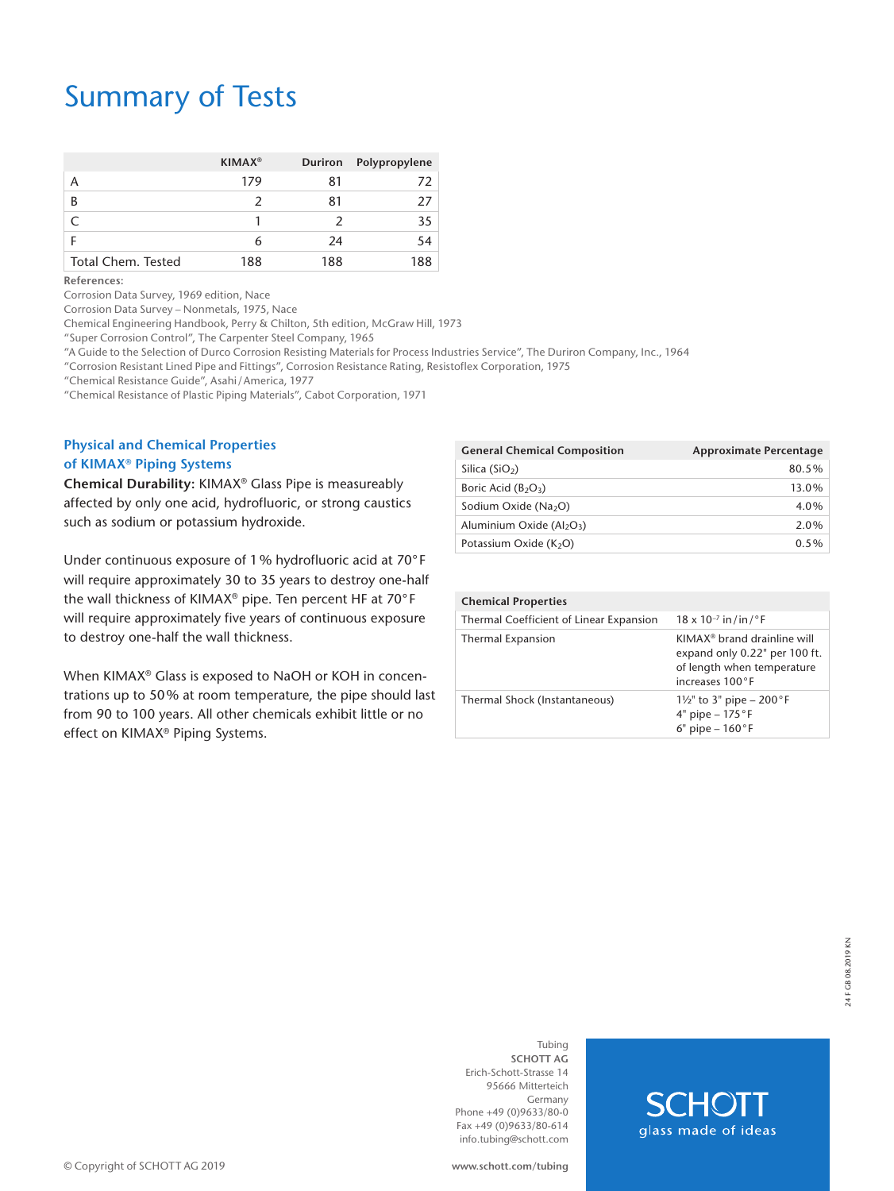# Summary of Tests

| | KIMAX® | Duriron | Polypropylene |
|---|---|---|---|
| A | 179 | 81 | 72 |
| B | 2 | 81 | 27 |
| C | 1 | 2 | 35 |
| F | 6 | 24 | 54 |
| Total Chem. Tested | 188 | 188 | 188 |

**References:**

Corrosion Data Survey, 1969 edition, Nace
Corrosion Data Survey – Nonmetals, 1975, Nace
Chemical Engineering Handbook, Perry & Chilton, 5th edition, McGraw Hill, 1973
"Super Corrosion Control", The Carpenter Steel Company, 1965
"A Guide to the Selection of Durco Corrosion Resisting Materials for Process Industries Service", The Duriron Company, Inc., 1964
"Corrosion Resistant Lined Pipe and Fittings", Corrosion Resistance Rating, Resistoflex Corporation, 1975
"Chemical Resistance Guide", Asahi / America, 1977
"Chemical Resistance of Plastic Piping Materials", Cabot Corporation, 1971

## Physical and Chemical Properties of KIMAX® Piping Systems

**Chemical Durability:** KIMAX® Glass Pipe is measureably affected by only one acid, hydrofluoric, or strong caustics such as sodium or potassium hydroxide.

Under continuous exposure of 1 % hydrofluoric acid at 70 °F will require approximately 30 to 35 years to destroy one-half the wall thickness of KIMAX® pipe. Ten percent HF at 70 °F will require approximately five years of continuous exposure to destroy one-half the wall thickness.

When KIMAX® Glass is exposed to NaOH or KOH in concentrations up to 50 % at room temperature, the pipe should last from 90 to 100 years. All other chemicals exhibit little or no effect on KIMAX® Piping Systems.

| General Chemical Composition | Approximate Percentage |
|---|---|
| Silica ($SiO_2$) | 80.5 % |
| Boric Acid ($B_2O_3$) | 13.0 % |
| Sodium Oxide ($Na_2O$) | 4.0 % |
| Aluminium Oxide ($Al_2O_3$) | 2.0 % |
| Potassium Oxide ($K_2O$) | 0.5 % |

| Chemical Properties | |
|---|---|
| Thermal Coefficient of Linear Expansion | $18 \times 10^{-7}$ in / in / °F |
| Thermal Expansion | KIMAX® brand drainline will expand only 0.22" per 100 ft. of length when temperature increases 100 °F |
| Thermal Shock (Instantaneous) | 1½" to 3" pipe – 200 °F<br>4" pipe – 175 °F<br>6" pipe – 160 °F |

Tubing
**SCHOTT AG**
Erich-Schott-Strasse 14
95666 Mitterteich
Germany
Phone +49 (0)9633/80-0
Fax +49 (0)9633/80-614
info.tubing@schott.com

**www.schott.com/tubing**

SCHOTT
glass made of ideas

© Copyright of SCHOTT AG 2019

24 F GB 08.2019 KN